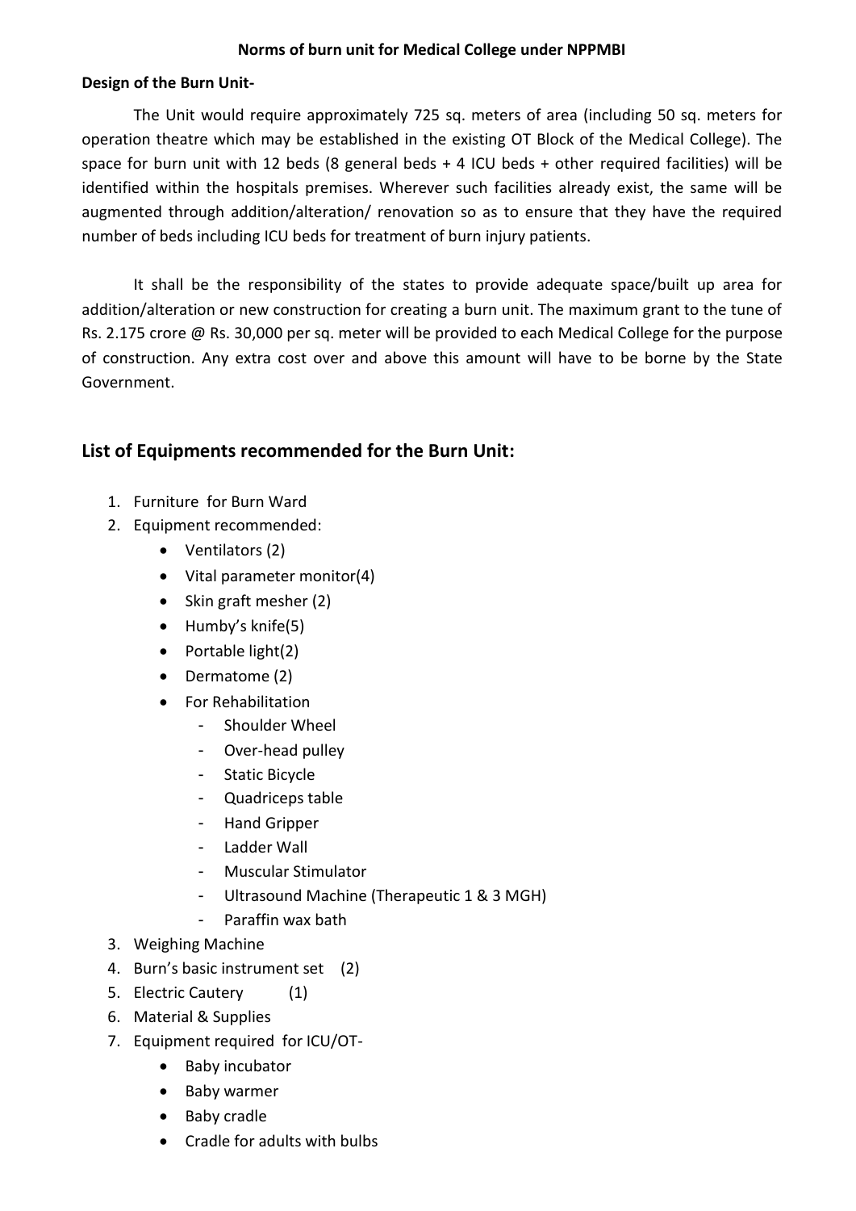**Norms of burn unit for Medical College under NPPMBI**

**Design of the Burn Unit-**

The Unit would require approximately 725 sq. meters of area (including 50 sq. meters for operation theatre which may be established in the existing OT Block of the Medical College). The space for burn unit with 12 beds (8 general beds + 4 ICU beds + other required facilities) will be identified within the hospitals premises. Wherever such facilities already exist, the same will be augmented through addition/alteration/ renovation so as to ensure that they have the required number of beds including ICU beds for treatment of burn injury patients.

It shall be the responsibility of the states to provide adequate space/built up area for addition/alteration or new construction for creating a burn unit. The maximum grant to the tune of Rs. 2.175 crore @ Rs. 30,000 per sq. meter will be provided to each Medical College for the purpose of construction. Any extra cost over and above this amount will have to be borne by the State Government.

## List of Equipments recommended for the Burn Unit:

1. Furniture for Burn Ward
2. Equipment recommended:
   - Ventilators (2)
   - Vital parameter monitor(4)
   - Skin graft mesher (2)
   - Humby's knife(5)
   - Portable light(2)
   - Dermatome (2)
   - For Rehabilitation
     - Shoulder Wheel
     - Over-head pulley
     - Static Bicycle
     - Quadriceps table
     - Hand Gripper
     - Ladder Wall
     - Muscular Stimulator
     - Ultrasound Machine (Therapeutic 1 & 3 MGH)
     - Paraffin wax bath
3. Weighing Machine
4. Burn's basic instrument set (2)
5. Electric Cautery (1)
6. Material & Supplies
7. Equipment required for ICU/OT-
   - Baby incubator
   - Baby warmer
   - Baby cradle
   - Cradle for adults with bulbs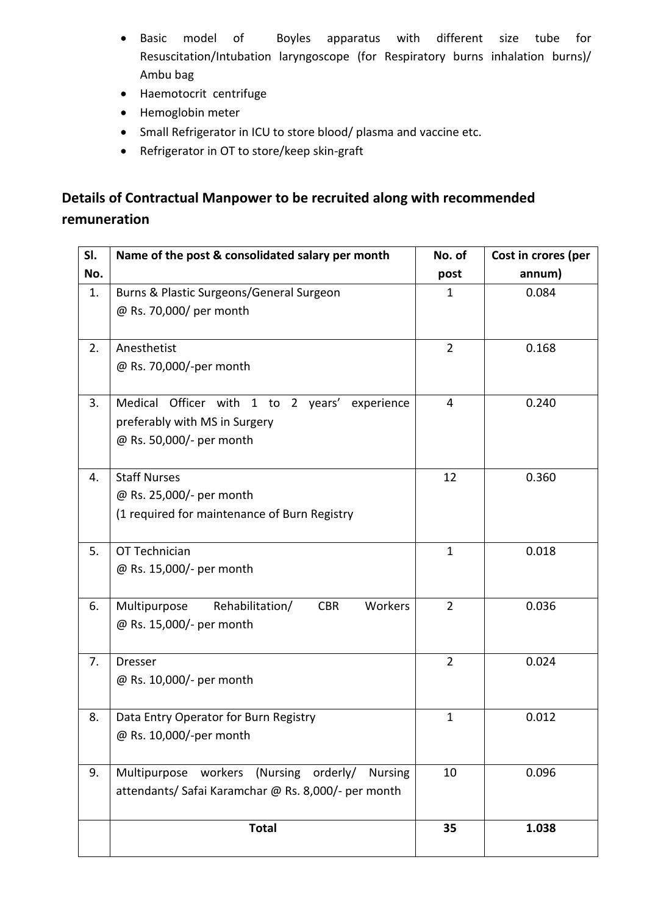- Basic model of Boyles apparatus with different size tube for Resuscitation/Intubation laryngoscope (for Respiratory burns inhalation burns)/ Ambu bag
- Haemotocrit centrifuge
- Hemoglobin meter
- Small Refrigerator in ICU to store blood/ plasma and vaccine etc.
- Refrigerator in OT to store/keep skin-graft

## Details of Contractual Manpower to be recruited along with recommended remuneration

| Sl. No. | Name of the post & consolidated salary per month | No. of post | Cost in crores (per annum) |
|---|---|---|---|
| 1. | Burns & Plastic Surgeons/General Surgeon @ Rs. 70,000/ per month | 1 | 0.084 |
| 2. | Anesthetist @ Rs. 70,000/-per month | 2 | 0.168 |
| 3. | Medical Officer with 1 to 2 years' experience preferably with MS in Surgery @ Rs. 50,000/- per month | 4 | 0.240 |
| 4. | Staff Nurses @ Rs. 25,000/- per month (1 required for maintenance of Burn Registry | 12 | 0.360 |
| 5. | OT Technician @ Rs. 15,000/- per month | 1 | 0.018 |
| 6. | Multipurpose Rehabilitation/ CBR Workers @ Rs. 15,000/- per month | 2 | 0.036 |
| 7. | Dresser @ Rs. 10,000/- per month | 2 | 0.024 |
| 8. | Data Entry Operator for Burn Registry @ Rs. 10,000/-per month | 1 | 0.012 |
| 9. | Multipurpose workers (Nursing orderly/ Nursing attendants/ Safai Karamchar @ Rs. 8,000/- per month | 10 | 0.096 |
| | **Total** | **35** | **1.038** |